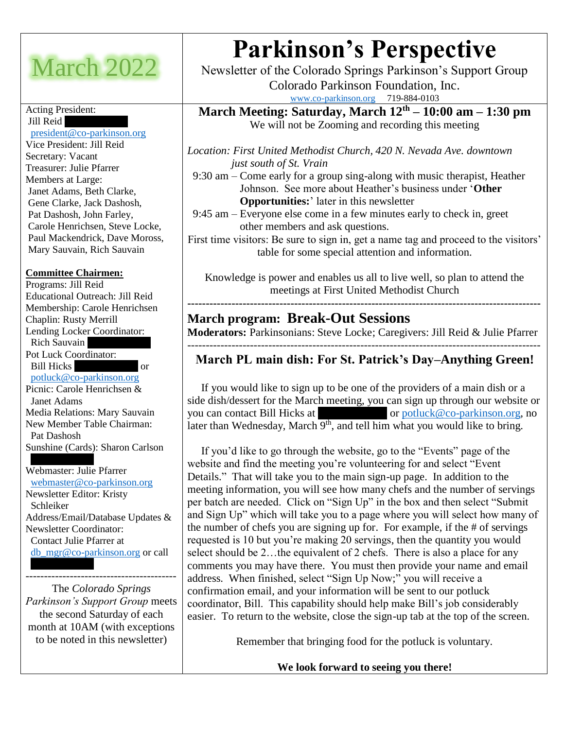# Parkinson's Perspective

Newsletter of the Colorado Springs Parkinson's Support Group

Colorado Parkinson Foundation, Inc.

www.co-parkinson.org 719-884-0103

## March 2022

Acting President:
Jill Reid
president@co-parkinson.org

Vice President: Jill Reid

Secretary: Vacant

Treasurer: Julie Pfarrer

Members at Large:
Janet Adams, Beth Clarke, Gene Clarke, Jack Dashosh, Pat Dashosh, John Farley, Carole Henrichsen, Steve Locke, Paul Mackendrick, Dave Moross, Mary Sauvain, Rich Sauvain

**Committee Chairmen:**

Programs: Jill Reid

Educational Outreach: Jill Reid

Membership: Carole Henrichsen

Chaplin: Rusty Merrill

Lending Locker Coordinator:
Rich Sauvain

Pot Luck Coordinator:
Bill Hicks or
potluck@co-parkinson.org

Picnic: Carole Henrichsen & Janet Adams

Media Relations: Mary Sauvain

New Member Table Chairman:
Pat Dashosh

Sunshine (Cards): Sharon Carlson

Webmaster: Julie Pfarrer
webmaster@co-parkinson.org

Newsletter Editor: Kristy Schleiker

Address/Email/Database Updates & Newsletter Coordinator:
Contact Julie Pfarrer at
db_mgr@co-parkinson.org or call

---

The *Colorado Springs Parkinson's Support Group* meets the second Saturday of each month at 10AM (with exceptions to be noted in this newsletter)

---

## March Meeting: Saturday, March 12th – 10:00 am – 1:30 pm

We will not be Zooming and recording this meeting

*Location: First United Methodist Church, 420 N. Nevada Ave. downtown just south of St. Vrain*

9:30 am – Come early for a group sing-along with music therapist, Heather Johnson. See more about Heather's business under '**Other Opportunities:**' later in this newsletter

9:45 am – Everyone else come in a few minutes early to check in, greet other members and ask questions.

First time visitors: Be sure to sign in, get a name tag and proceed to the visitors' table for some special attention and information.

Knowledge is power and enables us all to live well, so plan to attend the meetings at First United Methodist Church

---

## March program: Break-Out Sessions

**Moderators:** Parkinsonians: Steve Locke; Caregivers: Jill Reid & Julie Pfarrer

---

## March PL main dish: For St. Patrick's Day–Anything Green!

If you would like to sign up to be one of the providers of a main dish or a side dish/dessert for the March meeting, you can sign up through our website or you can contact Bill Hicks at or potluck@co-parkinson.org, no later than Wednesday, March 9th, and tell him what you would like to bring.

If you'd like to go through the website, go to the "Events" page of the website and find the meeting you're volunteering for and select "Event Details." That will take you to the main sign-up page. In addition to the meeting information, you will see how many chefs and the number of servings per batch are needed. Click on "Sign Up" in the box and then select "Submit and Sign Up" which will take you to a page where you will select how many of the number of chefs you are signing up for. For example, if the # of servings requested is 10 but you're making 20 servings, then the quantity you would select should be 2…the equivalent of 2 chefs. There is also a place for any comments you may have there. You must then provide your name and email address. When finished, select "Sign Up Now;" you will receive a confirmation email, and your information will be sent to our potluck coordinator, Bill. This capability should help make Bill's job considerably easier. To return to the website, close the sign-up tab at the top of the screen.

Remember that bringing food for the potluck is voluntary.

**We look forward to seeing you there!**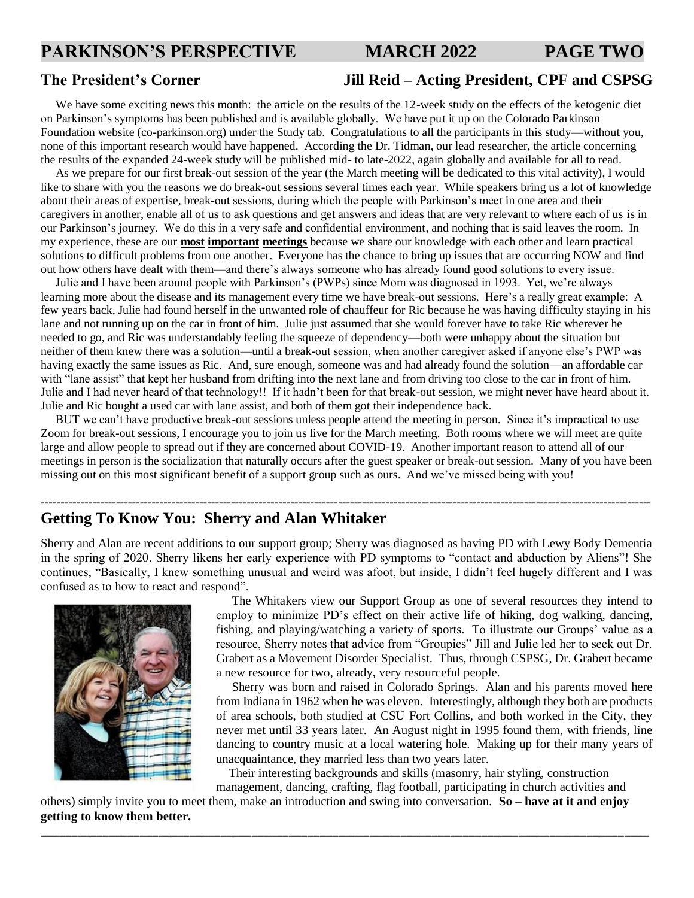## The President's Corner — Jill Reid – Acting President, CPF and CSPSG

We have some exciting news this month: the article on the results of the 12-week study on the effects of the ketogenic diet on Parkinson's symptoms has been published and is available globally. We have put it up on the Colorado Parkinson Foundation website (co-parkinson.org) under the Study tab. Congratulations to all the participants in this study—without you, none of this important research would have happened. According the Dr. Tidman, our lead researcher, the article concerning the results of the expanded 24-week study will be published mid- to late-2022, again globally and available for all to read.

As we prepare for our first break-out session of the year (the March meeting will be dedicated to this vital activity), I would like to share with you the reasons we do break-out sessions several times each year. While speakers bring us a lot of knowledge about their areas of expertise, break-out sessions, during which the people with Parkinson's meet in one area and their caregivers in another, enable all of us to ask questions and get answers and ideas that are very relevant to where each of us is in our Parkinson's journey. We do this in a very safe and confidential environment, and nothing that is said leaves the room. In my experience, these are our **most important meetings** because we share our knowledge with each other and learn practical solutions to difficult problems from one another. Everyone has the chance to bring up issues that are occurring NOW and find out how others have dealt with them—and there's always someone who has already found good solutions to every issue.

Julie and I have been around people with Parkinson's (PWPs) since Mom was diagnosed in 1993. Yet, we're always learning more about the disease and its management every time we have break-out sessions. Here's a really great example: A few years back, Julie had found herself in the unwanted role of chauffeur for Ric because he was having difficulty staying in his lane and not running up on the car in front of him. Julie just assumed that she would forever have to take Ric wherever he needed to go, and Ric was understandably feeling the squeeze of dependency—both were unhappy about the situation but neither of them knew there was a solution—until a break-out session, when another caregiver asked if anyone else's PWP was having exactly the same issues as Ric. And, sure enough, someone was and had already found the solution—an affordable car with "lane assist" that kept her husband from drifting into the next lane and from driving too close to the car in front of him. Julie and I had never heard of that technology!! If it hadn't been for that break-out session, we might never have heard about it. Julie and Ric bought a used car with lane assist, and both of them got their independence back.

BUT we can't have productive break-out sessions unless people attend the meeting in person. Since it's impractical to use Zoom for break-out sessions, I encourage you to join us live for the March meeting. Both rooms where we will meet are quite large and allow people to spread out if they are concerned about COVID-19. Another important reason to attend all of our meetings in person is the socialization that naturally occurs after the guest speaker or break-out session. Many of you have been missing out on this most significant benefit of a support group such as ours. And we've missed being with you!

---

## Getting To Know You: Sherry and Alan Whitaker

Sherry and Alan are recent additions to our support group; Sherry was diagnosed as having PD with Lewy Body Dementia in the spring of 2020. Sherry likens her early experience with PD symptoms to "contact and abduction by Aliens"! She continues, "Basically, I knew something unusual and weird was afoot, but inside, I didn't feel hugely different and I was confused as to how to react and respond".

The Whitakers view our Support Group as one of several resources they intend to employ to minimize PD's effect on their active life of hiking, dog walking, dancing, fishing, and playing/watching a variety of sports. To illustrate our Groups' value as a resource, Sherry notes that advice from "Groupies" Jill and Julie led her to seek out Dr. Grabert as a Movement Disorder Specialist. Thus, through CSPSG, Dr. Grabert became a new resource for two, already, very resourceful people.

Sherry was born and raised in Colorado Springs. Alan and his parents moved here from Indiana in 1962 when he was eleven. Interestingly, although they both are products of area schools, both studied at CSU Fort Collins, and both worked in the City, they never met until 33 years later. An August night in 1995 found them, with friends, line dancing to country music at a local watering hole. Making up for their many years of unacquaintance, they married less than two years later.

Their interesting backgrounds and skills (masonry, hair styling, construction management, dancing, crafting, flag football, participating in church activities and others) simply invite you to meet them, make an introduction and swing into conversation. **So – have at it and enjoy getting to know them better.**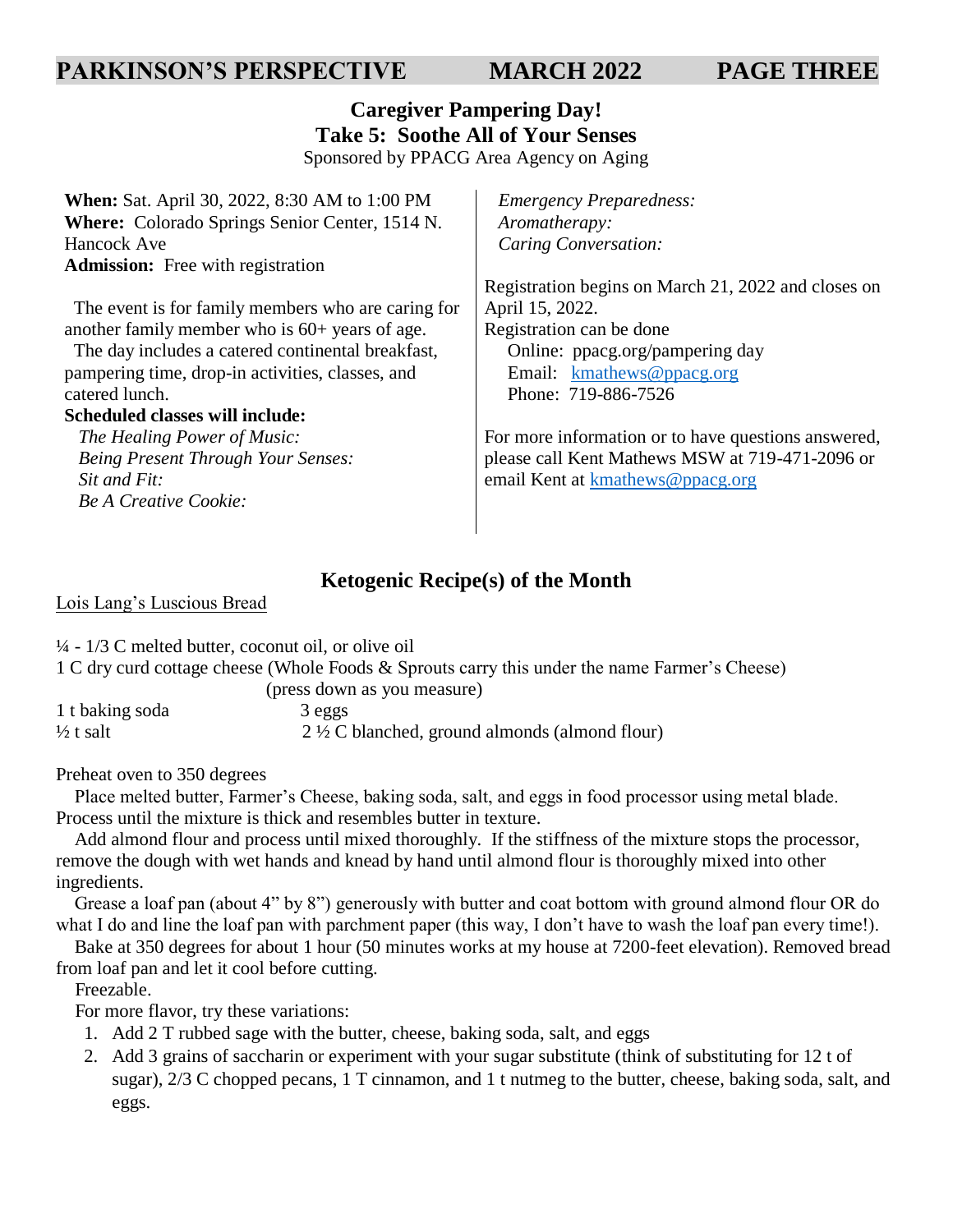## Caregiver Pampering Day!

### Take 5: Soothe All of Your Senses

Sponsored by PPACG Area Agency on Aging

**When:** Sat. April 30, 2022, 8:30 AM to 1:00 PM
**Where:** Colorado Springs Senior Center, 1514 N. Hancock Ave
**Admission:** Free with registration

The event is for family members who are caring for another family member who is 60+ years of age.

The day includes a catered continental breakfast, pampering time, drop-in activities, classes, and catered lunch.

**Scheduled classes will include:**

*The Healing Power of Music:*
*Being Present Through Your Senses:*
*Sit and Fit:*
*Be A Creative Cookie:*
*Emergency Preparedness:*
*Aromatherapy:*
*Caring Conversation:*

Registration begins on March 21, 2022 and closes on April 15, 2022.

Registration can be done
Online: ppacg.org/pampering day
Email: kmathews@ppacg.org
Phone: 719-886-7526

For more information or to have questions answered, please call Kent Mathews MSW at 719-471-2096 or email Kent at kmathews@ppacg.org

## Ketogenic Recipe(s) of the Month

Lois Lang's Luscious Bread

¼ - 1/3 C melted butter, coconut oil, or olive oil
1 C dry curd cottage cheese (Whole Foods & Sprouts carry this under the name Farmer's Cheese) (press down as you measure)
1 t baking soda
3 eggs
½ t salt
2 ½ C blanched, ground almonds (almond flour)

Preheat oven to 350 degrees

Place melted butter, Farmer's Cheese, baking soda, salt, and eggs in food processor using metal blade. Process until the mixture is thick and resembles butter in texture.

Add almond flour and process until mixed thoroughly. If the stiffness of the mixture stops the processor, remove the dough with wet hands and knead by hand until almond flour is thoroughly mixed into other ingredients.

Grease a loaf pan (about 4" by 8") generously with butter and coat bottom with ground almond flour OR do what I do and line the loaf pan with parchment paper (this way, I don't have to wash the loaf pan every time!).

Bake at 350 degrees for about 1 hour (50 minutes works at my house at 7200-feet elevation). Removed bread from loaf pan and let it cool before cutting.

Freezable.

For more flavor, try these variations:

1. Add 2 T rubbed sage with the butter, cheese, baking soda, salt, and eggs
2. Add 3 grains of saccharin or experiment with your sugar substitute (think of substituting for 12 t of sugar), 2/3 C chopped pecans, 1 T cinnamon, and 1 t nutmeg to the butter, cheese, baking soda, salt, and eggs.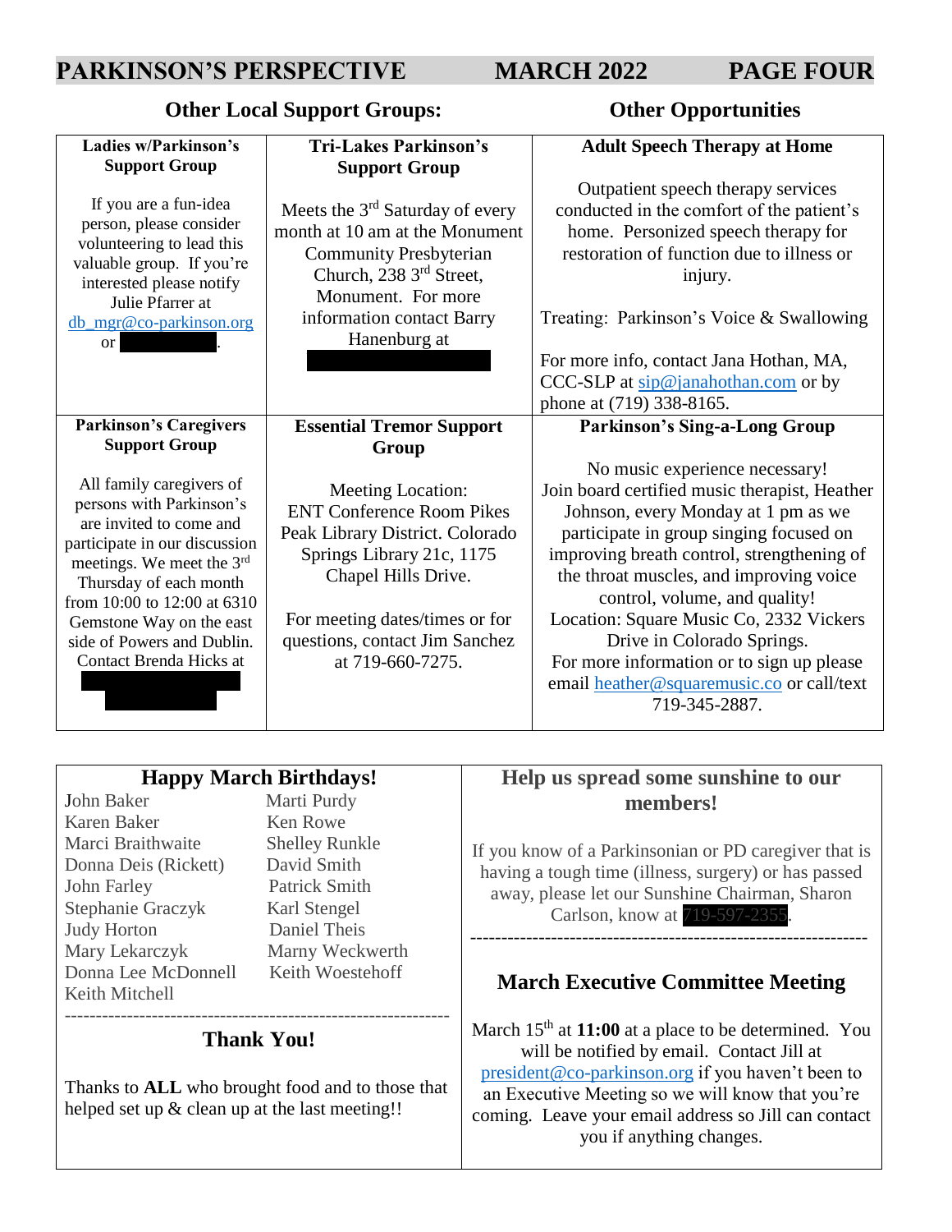## Other Local Support Groups:

### Ladies w/Parkinson's Support Group

If you are a fun-idea person, please consider volunteering to lead this valuable group. If you're interested please notify Julie Pfarrer at db_mgr@co-parkinson.org or .

### Tri-Lakes Parkinson's Support Group

Meets the 3rd Saturday of every month at 10 am at the Monument Community Presbyterian Church, 238 3rd Street, Monument. For more information contact Barry Hanenburg at

### Parkinson's Caregivers Support Group

All family caregivers of persons with Parkinson's are invited to come and participate in our discussion meetings. We meet the 3rd Thursday of each month from 10:00 to 12:00 at 6310 Gemstone Way on the east side of Powers and Dublin. Contact Brenda Hicks at

### Essential Tremor Support Group

Meeting Location: ENT Conference Room Pikes Peak Library District. Colorado Springs Library 21c, 1175 Chapel Hills Drive.

For meeting dates/times or for questions, contact Jim Sanchez at 719-660-7275.

## Other Opportunities

### Adult Speech Therapy at Home

Outpatient speech therapy services conducted in the comfort of the patient's home. Personized speech therapy for restoration of function due to illness or injury.

Treating: Parkinson's Voice & Swallowing

For more info, contact Jana Hothan, MA, CCC-SLP at sip@janahothan.com or by phone at (719) 338-8165.

### Parkinson's Sing-a-Long Group

No music experience necessary! Join board certified music therapist, Heather Johnson, every Monday at 1 pm as we participate in group singing focused on improving breath control, strengthening of the throat muscles, and improving voice control, volume, and quality! Location: Square Music Co, 2332 Vickers Drive in Colorado Springs. For more information or to sign up please email heather@squaremusic.co or call/text 719-345-2887.

## Happy March Birthdays!

John Baker
Karen Baker
Marci Braithwaite
Donna Deis (Rickett)
John Farley
Stephanie Graczyk
Judy Horton
Mary Lekarczyk
Donna Lee McDonnell
Keith Mitchell
Marti Purdy
Ken Rowe
Shelley Runkle
David Smith
Patrick Smith
Karl Stengel
Daniel Theis
Marny Weckwerth
Keith Woestehoff

## Thank You!

Thanks to **ALL** who brought food and to those that helped set up & clean up at the last meeting!!

## Help us spread some sunshine to our members!

If you know of a Parkinsonian or PD caregiver that is having a tough time (illness, surgery) or has passed away, please let our Sunshine Chairman, Sharon Carlson, know at 719-597-2355.

## March Executive Committee Meeting

March 15th at **11:00** at a place to be determined. You will be notified by email. Contact Jill at president@co-parkinson.org if you haven't been to an Executive Meeting so we will know that you're coming. Leave your email address so Jill can contact you if anything changes.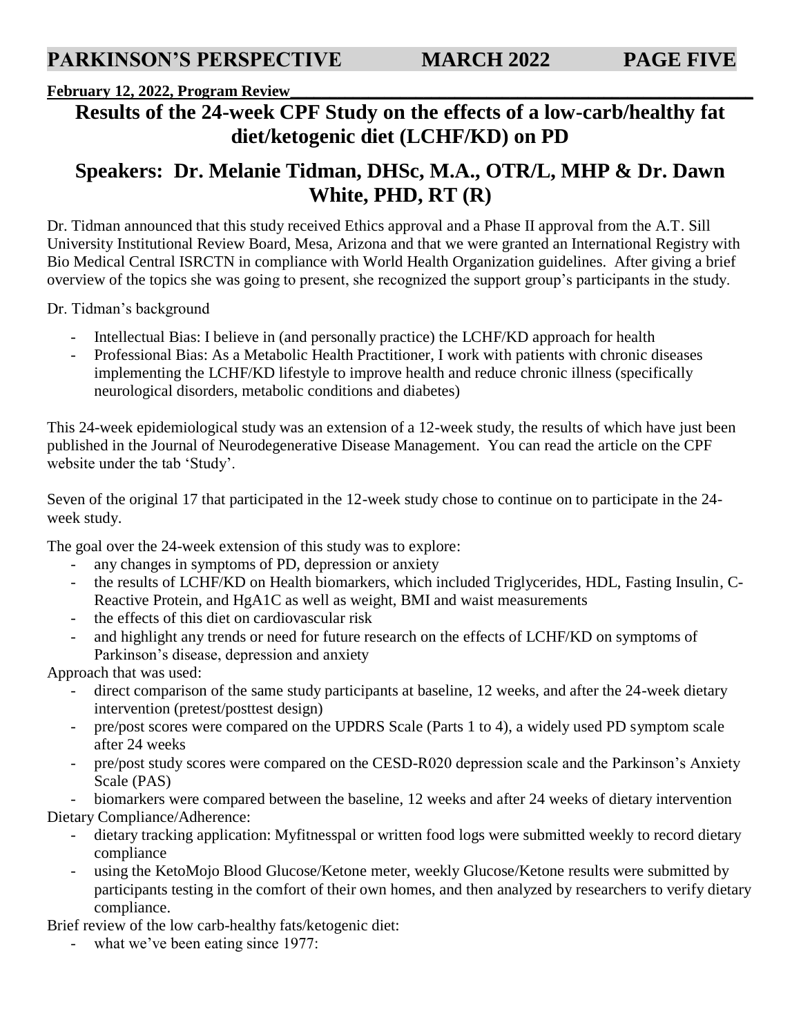**February 12, 2022, Program Review**

## Results of the 24-week CPF Study on the effects of a low-carb/healthy fat diet/ketogenic diet (LCHF/KD) on PD

## Speakers: Dr. Melanie Tidman, DHSc, M.A., OTR/L, MHP & Dr. Dawn White, PHD, RT (R)

Dr. Tidman announced that this study received Ethics approval and a Phase II approval from the A.T. Sill University Institutional Review Board, Mesa, Arizona and that we were granted an International Registry with Bio Medical Central ISRCTN in compliance with World Health Organization guidelines. After giving a brief overview of the topics she was going to present, she recognized the support group's participants in the study.

Dr. Tidman's background

- Intellectual Bias: I believe in (and personally practice) the LCHF/KD approach for health
- Professional Bias: As a Metabolic Health Practitioner, I work with patients with chronic diseases implementing the LCHF/KD lifestyle to improve health and reduce chronic illness (specifically neurological disorders, metabolic conditions and diabetes)

This 24-week epidemiological study was an extension of a 12-week study, the results of which have just been published in the Journal of Neurodegenerative Disease Management. You can read the article on the CPF website under the tab 'Study'.

Seven of the original 17 that participated in the 12-week study chose to continue on to participate in the 24-week study.

The goal over the 24-week extension of this study was to explore:

- any changes in symptoms of PD, depression or anxiety
- the results of LCHF/KD on Health biomarkers, which included Triglycerides, HDL, Fasting Insulin, C-Reactive Protein, and HgA1C as well as weight, BMI and waist measurements
- the effects of this diet on cardiovascular risk
- and highlight any trends or need for future research on the effects of LCHF/KD on symptoms of Parkinson's disease, depression and anxiety

Approach that was used:

- direct comparison of the same study participants at baseline, 12 weeks, and after the 24-week dietary intervention (pretest/posttest design)
- pre/post scores were compared on the UPDRS Scale (Parts 1 to 4), a widely used PD symptom scale after 24 weeks
- pre/post study scores were compared on the CESD-R020 depression scale and the Parkinson's Anxiety Scale (PAS)
- biomarkers were compared between the baseline, 12 weeks and after 24 weeks of dietary intervention

Dietary Compliance/Adherence:

- dietary tracking application: Myfitnesspal or written food logs were submitted weekly to record dietary compliance
- using the KetoMojo Blood Glucose/Ketone meter, weekly Glucose/Ketone results were submitted by participants testing in the comfort of their own homes, and then analyzed by researchers to verify dietary compliance.

Brief review of the low carb-healthy fats/ketogenic diet:

- what we've been eating since 1977: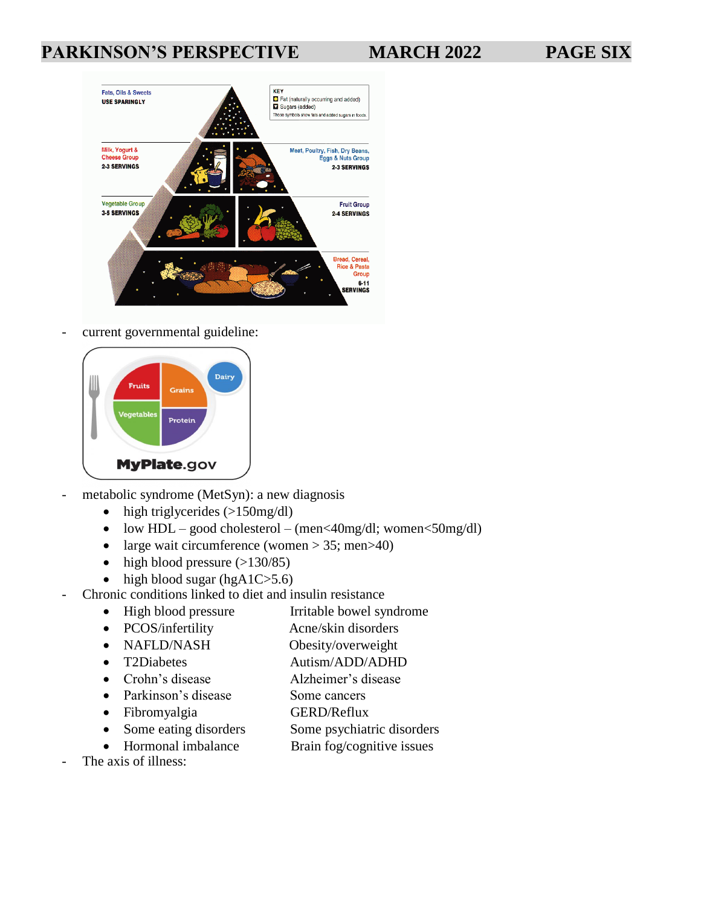- current governmental guideline:

- metabolic syndrome (MetSyn): a new diagnosis
  - high triglycerides (>150mg/dl)
  - low HDL – good cholesterol – (men<40mg/dl; women<50mg/dl)
  - large wait circumference (women > 35; men>40)
  - high blood pressure (>130/85)
  - high blood sugar (hgA1C>5.6)
- Chronic conditions linked to diet and insulin resistance
  - High blood pressure
  - PCOS/infertility
  - NAFLD/NASH
  - T2Diabetes
  - Crohn's disease
  - Parkinson's disease
  - Fibromyalgia
  - Some eating disorders
  - Hormonal imbalance
  - Irritable bowel syndrome
  - Acne/skin disorders
  - Obesity/overweight
  - Autism/ADD/ADHD
  - Alzheimer's disease
  - Some cancers
  - GERD/Reflux
  - Some psychiatric disorders
  - Brain fog/cognitive issues
- The axis of illness: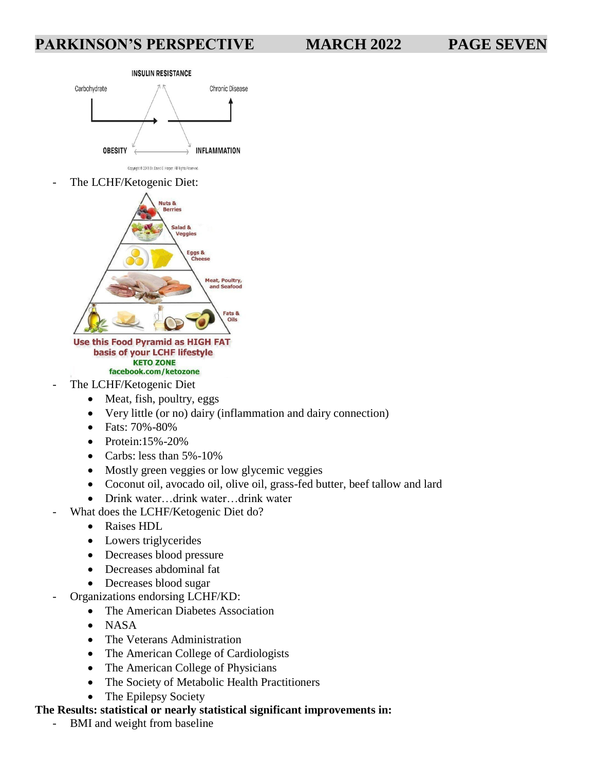- The LCHF/Ketogenic Diet:

- The LCHF/Ketogenic Diet
    - Meat, fish, poultry, eggs
    - Very little (or no) dairy (inflammation and dairy connection)
    - Fats: 70%-80%
    - Protein:15%-20%
    - Carbs: less than 5%-10%
    - Mostly green veggies or low glycemic veggies
    - Coconut oil, avocado oil, olive oil, grass-fed butter, beef tallow and lard
    - Drink water…drink water…drink water
- What does the LCHF/Ketogenic Diet do?
    - Raises HDL
    - Lowers triglycerides
    - Decreases blood pressure
    - Decreases abdominal fat
    - Decreases blood sugar
- Organizations endorsing LCHF/KD:
    - The American Diabetes Association
    - NASA
    - The Veterans Administration
    - The American College of Cardiologists
    - The American College of Physicians
    - The Society of Metabolic Health Practitioners
    - The Epilepsy Society

**The Results: statistical or nearly statistical significant improvements in:**

- BMI and weight from baseline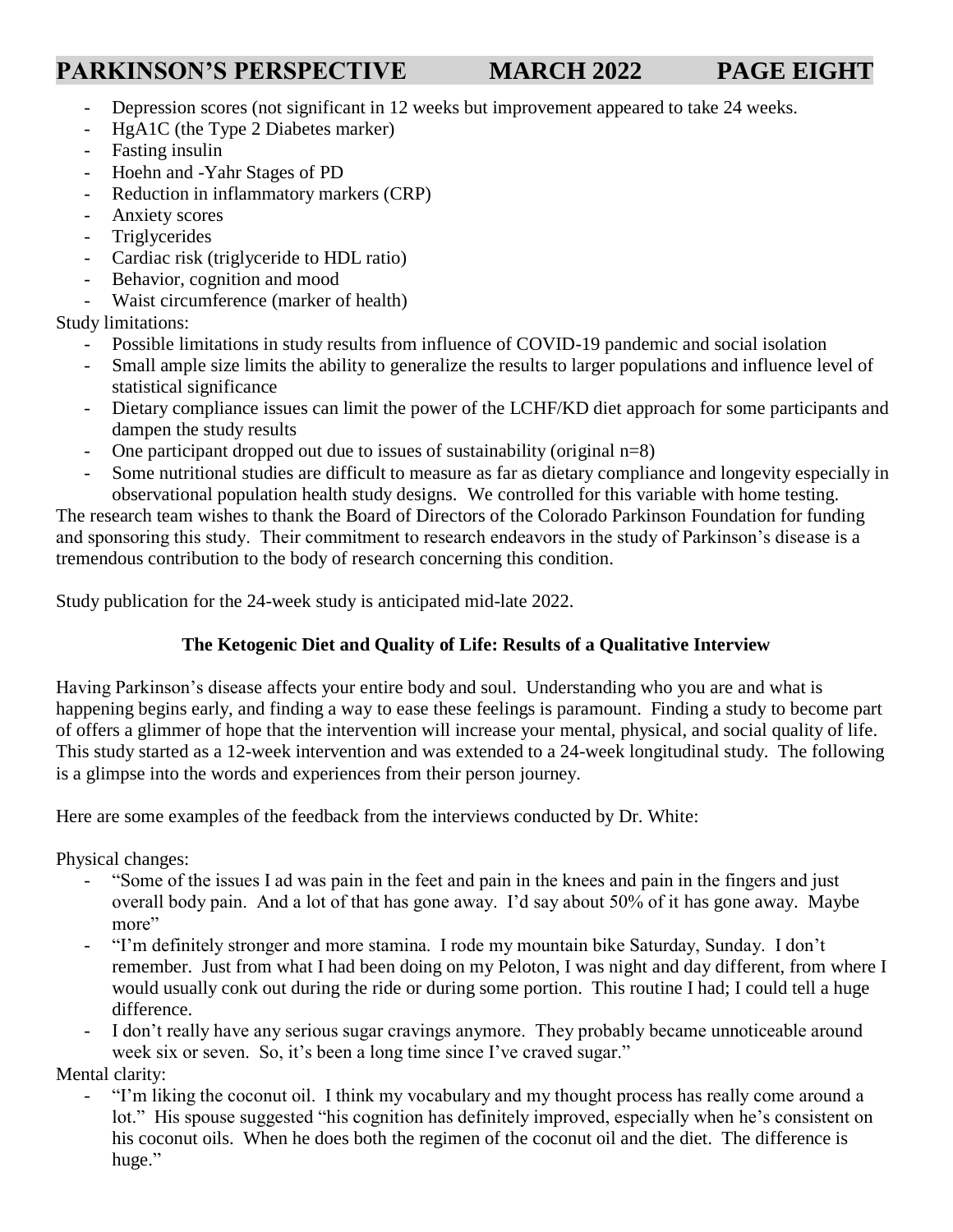- Depression scores (not significant in 12 weeks but improvement appeared to take 24 weeks.
- HgA1C (the Type 2 Diabetes marker)
- Fasting insulin
- Hoehn and -Yahr Stages of PD
- Reduction in inflammatory markers (CRP)
- Anxiety scores
- Triglycerides
- Cardiac risk (triglyceride to HDL ratio)
- Behavior, cognition and mood
- Waist circumference (marker of health)

Study limitations:

- Possible limitations in study results from influence of COVID-19 pandemic and social isolation
- Small ample size limits the ability to generalize the results to larger populations and influence level of statistical significance
- Dietary compliance issues can limit the power of the LCHF/KD diet approach for some participants and dampen the study results
- One participant dropped out due to issues of sustainability (original n=8)
- Some nutritional studies are difficult to measure as far as dietary compliance and longevity especially in observational population health study designs. We controlled for this variable with home testing.

The research team wishes to thank the Board of Directors of the Colorado Parkinson Foundation for funding and sponsoring this study. Their commitment to research endeavors in the study of Parkinson's disease is a tremendous contribution to the body of research concerning this condition.

Study publication for the 24-week study is anticipated mid-late 2022.

**The Ketogenic Diet and Quality of Life: Results of a Qualitative Interview**

Having Parkinson's disease affects your entire body and soul. Understanding who you are and what is happening begins early, and finding a way to ease these feelings is paramount. Finding a study to become part of offers a glimmer of hope that the intervention will increase your mental, physical, and social quality of life. This study started as a 12-week intervention and was extended to a 24-week longitudinal study. The following is a glimpse into the words and experiences from their person journey.

Here are some examples of the feedback from the interviews conducted by Dr. White:

Physical changes:

- "Some of the issues I ad was pain in the feet and pain in the knees and pain in the fingers and just overall body pain. And a lot of that has gone away. I'd say about 50% of it has gone away. Maybe more"
- "I'm definitely stronger and more stamina. I rode my mountain bike Saturday, Sunday. I don't remember. Just from what I had been doing on my Peloton, I was night and day different, from where I would usually conk out during the ride or during some portion. This routine I had; I could tell a huge difference.
- I don't really have any serious sugar cravings anymore. They probably became unnoticeable around week six or seven. So, it's been a long time since I've craved sugar."

Mental clarity:

- "I'm liking the coconut oil. I think my vocabulary and my thought process has really come around a lot." His spouse suggested "his cognition has definitely improved, especially when he's consistent on his coconut oils. When he does both the regimen of the coconut oil and the diet. The difference is huge."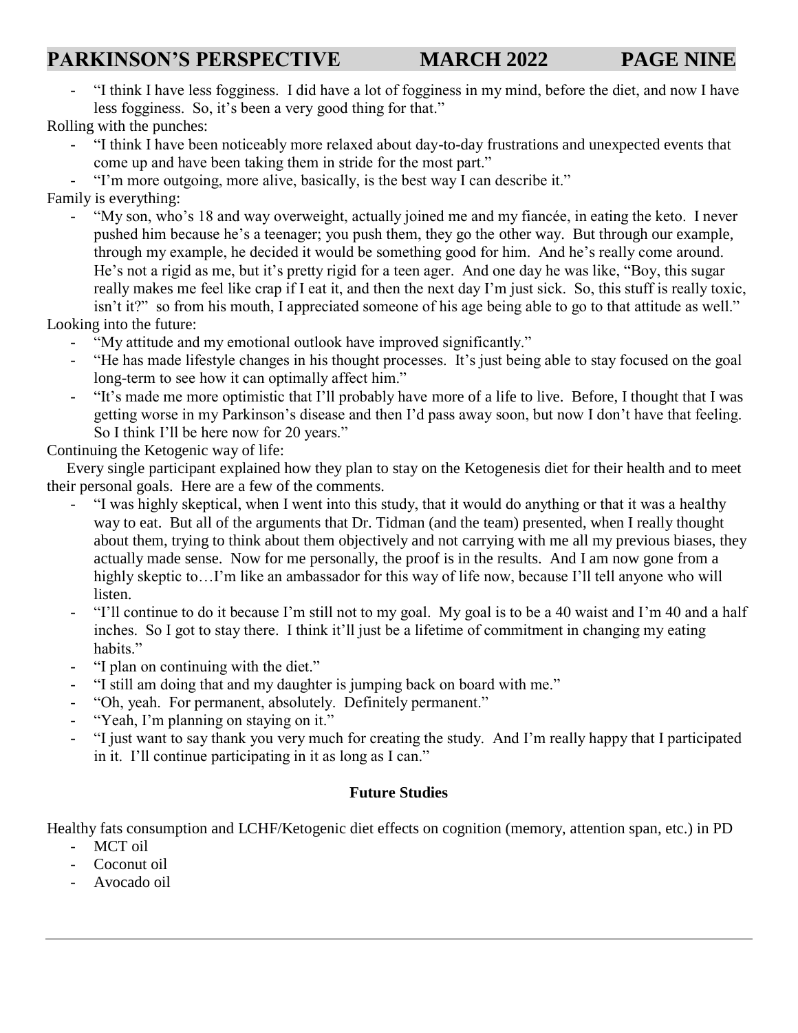- "I think I have less fogginess. I did have a lot of fogginess in my mind, before the diet, and now I have less fogginess. So, it's been a very good thing for that."

Rolling with the punches:

- "I think I have been noticeably more relaxed about day-to-day frustrations and unexpected events that come up and have been taking them in stride for the most part."
- "I'm more outgoing, more alive, basically, is the best way I can describe it."

Family is everything:

- "My son, who's 18 and way overweight, actually joined me and my fiancée, in eating the keto. I never pushed him because he's a teenager; you push them, they go the other way. But through our example, through my example, he decided it would be something good for him. And he's really come around. He's not a rigid as me, but it's pretty rigid for a teen ager. And one day he was like, "Boy, this sugar really makes me feel like crap if I eat it, and then the next day I'm just sick. So, this stuff is really toxic, isn't it?" so from his mouth, I appreciated someone of his age being able to go to that attitude as well."

Looking into the future:

- "My attitude and my emotional outlook have improved significantly."
- "He has made lifestyle changes in his thought processes. It's just being able to stay focused on the goal long-term to see how it can optimally affect him."
- "It's made me more optimistic that I'll probably have more of a life to live. Before, I thought that I was getting worse in my Parkinson's disease and then I'd pass away soon, but now I don't have that feeling. So I think I'll be here now for 20 years."

Continuing the Ketogenic way of life:

Every single participant explained how they plan to stay on the Ketogenesis diet for their health and to meet their personal goals. Here are a few of the comments.

- "I was highly skeptical, when I went into this study, that it would do anything or that it was a healthy way to eat. But all of the arguments that Dr. Tidman (and the team) presented, when I really thought about them, trying to think about them objectively and not carrying with me all my previous biases, they actually made sense. Now for me personally, the proof is in the results. And I am now gone from a highly skeptic to…I'm like an ambassador for this way of life now, because I'll tell anyone who will listen.
- "I'll continue to do it because I'm still not to my goal. My goal is to be a 40 waist and I'm 40 and a half inches. So I got to stay there. I think it'll just be a lifetime of commitment in changing my eating habits."
- "I plan on continuing with the diet."
- "I still am doing that and my daughter is jumping back on board with me."
- "Oh, yeah. For permanent, absolutely. Definitely permanent."
- "Yeah, I'm planning on staying on it."
- "I just want to say thank you very much for creating the study. And I'm really happy that I participated in it. I'll continue participating in it as long as I can."

**Future Studies**

Healthy fats consumption and LCHF/Ketogenic diet effects on cognition (memory, attention span, etc.) in PD

- MCT oil
- Coconut oil
- Avocado oil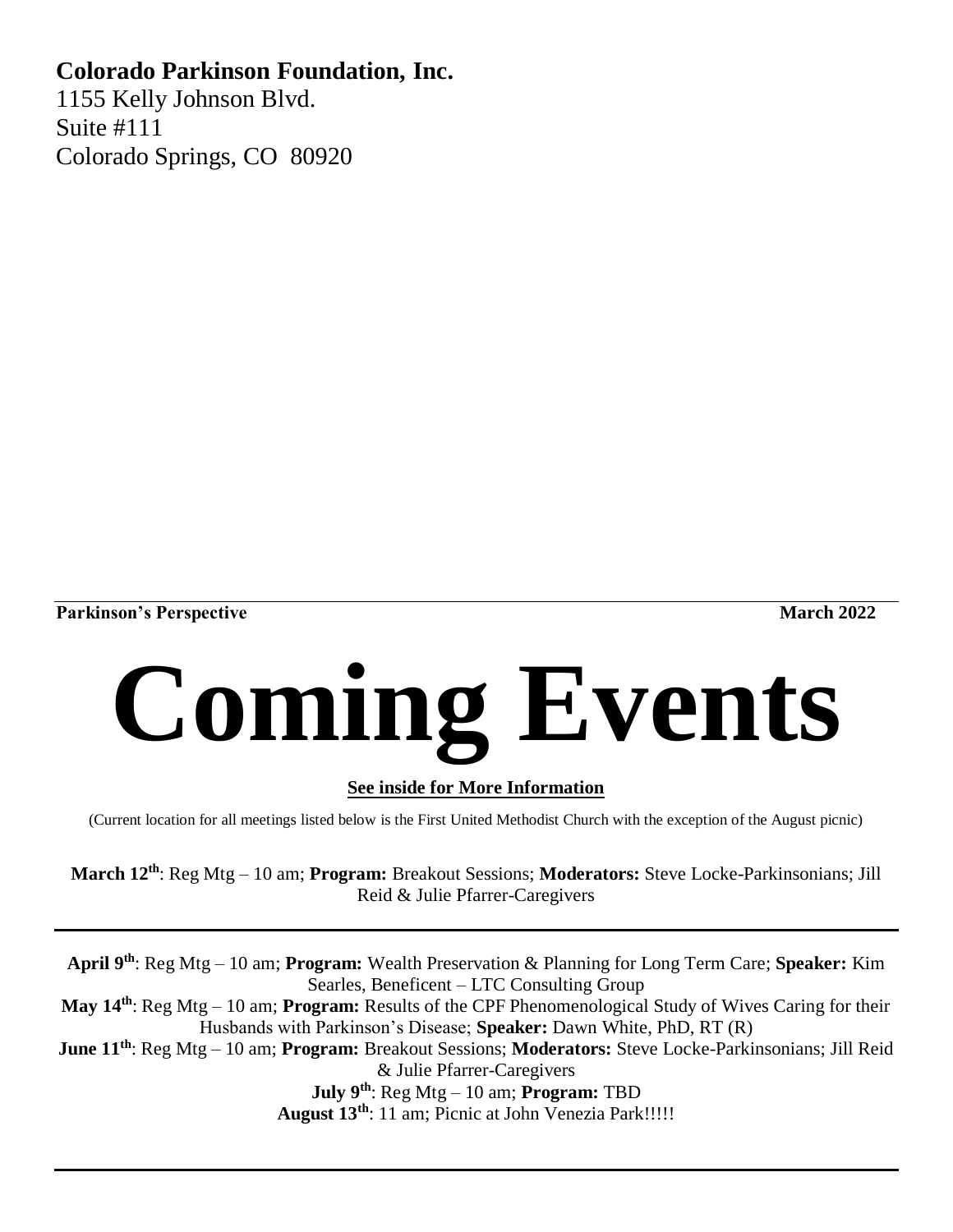**Colorado Parkinson Foundation, Inc.**
1155 Kelly Johnson Blvd.
Suite #111
Colorado Springs, CO 80920

**Parkinson's Perspective** **March 2022**

# Coming Events

**See inside for More Information**

(Current location for all meetings listed below is the First United Methodist Church with the exception of the August picnic)

**March 12th**: Reg Mtg – 10 am; **Program:** Breakout Sessions; **Moderators:** Steve Locke-Parkinsonians; Jill Reid & Julie Pfarrer-Caregivers

---

**April 9th**: Reg Mtg – 10 am; **Program:** Wealth Preservation & Planning for Long Term Care; **Speaker:** Kim Searles, Beneficent – LTC Consulting Group

**May 14th**: Reg Mtg – 10 am; **Program:** Results of the CPF Phenomenological Study of Wives Caring for their Husbands with Parkinson's Disease; **Speaker:** Dawn White, PhD, RT (R)

**June 11th**: Reg Mtg – 10 am; **Program:** Breakout Sessions; **Moderators:** Steve Locke-Parkinsonians; Jill Reid & Julie Pfarrer-Caregivers

**July 9th**: Reg Mtg – 10 am; **Program:** TBD

**August 13th**: 11 am; Picnic at John Venezia Park!!!!!